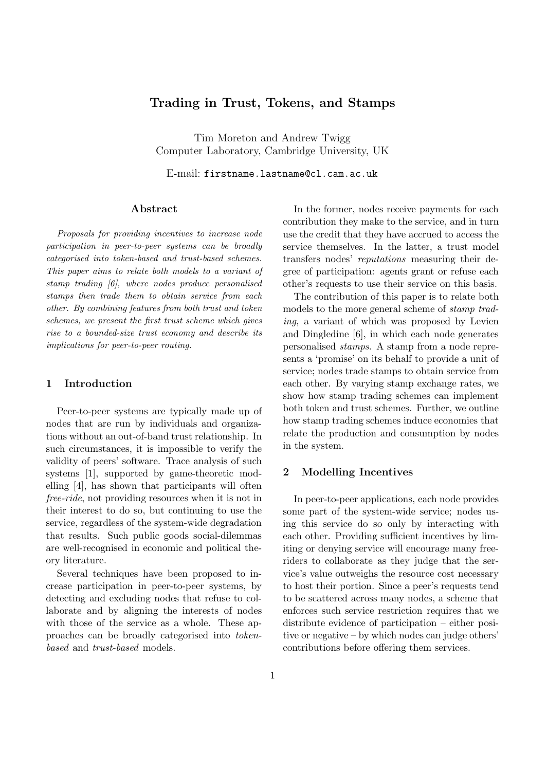# Trading in Trust, Tokens, and Stamps

Tim Moreton and Andrew Twigg
Computer Laboratory, Cambridge University, UK

E-mail: `firstname.lastname@cl.cam.ac.uk`

## Abstract

*Proposals for providing incentives to increase node participation in peer-to-peer systems can be broadly categorised into token-based and trust-based schemes. This paper aims to relate both models to a variant of stamp trading [6], where nodes produce personalised stamps then trade them to obtain service from each other. By combining features from both trust and token schemes, we present the first trust scheme which gives rise to a bounded-size trust economy and describe its implications for peer-to-peer routing.*

## 1 Introduction

Peer-to-peer systems are typically made up of nodes that are run by individuals and organizations without an out-of-band trust relationship. In such circumstances, it is impossible to verify the validity of peers' software. Trace analysis of such systems [1], supported by game-theoretic modelling [4], has shown that participants will often *free-ride*, not providing resources when it is not in their interest to do so, but continuing to use the service, regardless of the system-wide degradation that results. Such public goods social-dilemmas are well-recognised in economic and political theory literature.

Several techniques have been proposed to increase participation in peer-to-peer systems, by detecting and excluding nodes that refuse to collaborate and by aligning the interests of nodes with those of the service as a whole. These approaches can be broadly categorised into *token-based* and *trust-based* models.

In the former, nodes receive payments for each contribution they make to the service, and in turn use the credit that they have accrued to access the service themselves. In the latter, a trust model transfers nodes' *reputations* measuring their degree of participation: agents grant or refuse each other's requests to use their service on this basis.

The contribution of this paper is to relate both models to the more general scheme of *stamp trading*, a variant of which was proposed by Levien and Dingledine [6], in which each node generates personalised *stamps*. A stamp from a node represents a 'promise' on its behalf to provide a unit of service; nodes trade stamps to obtain service from each other. By varying stamp exchange rates, we show how stamp trading schemes can implement both token and trust schemes. Further, we outline how stamp trading schemes induce economies that relate the production and consumption by nodes in the system.

## 2 Modelling Incentives

In peer-to-peer applications, each node provides some part of the system-wide service; nodes using this service do so only by interacting with each other. Providing sufficient incentives by limiting or denying service will encourage many free-riders to collaborate as they judge that the service's value outweighs the resource cost necessary to host their portion. Since a peer's requests tend to be scattered across many nodes, a scheme that enforces such service restriction requires that we distribute evidence of participation – either positive or negative – by which nodes can judge others' contributions before offering them services.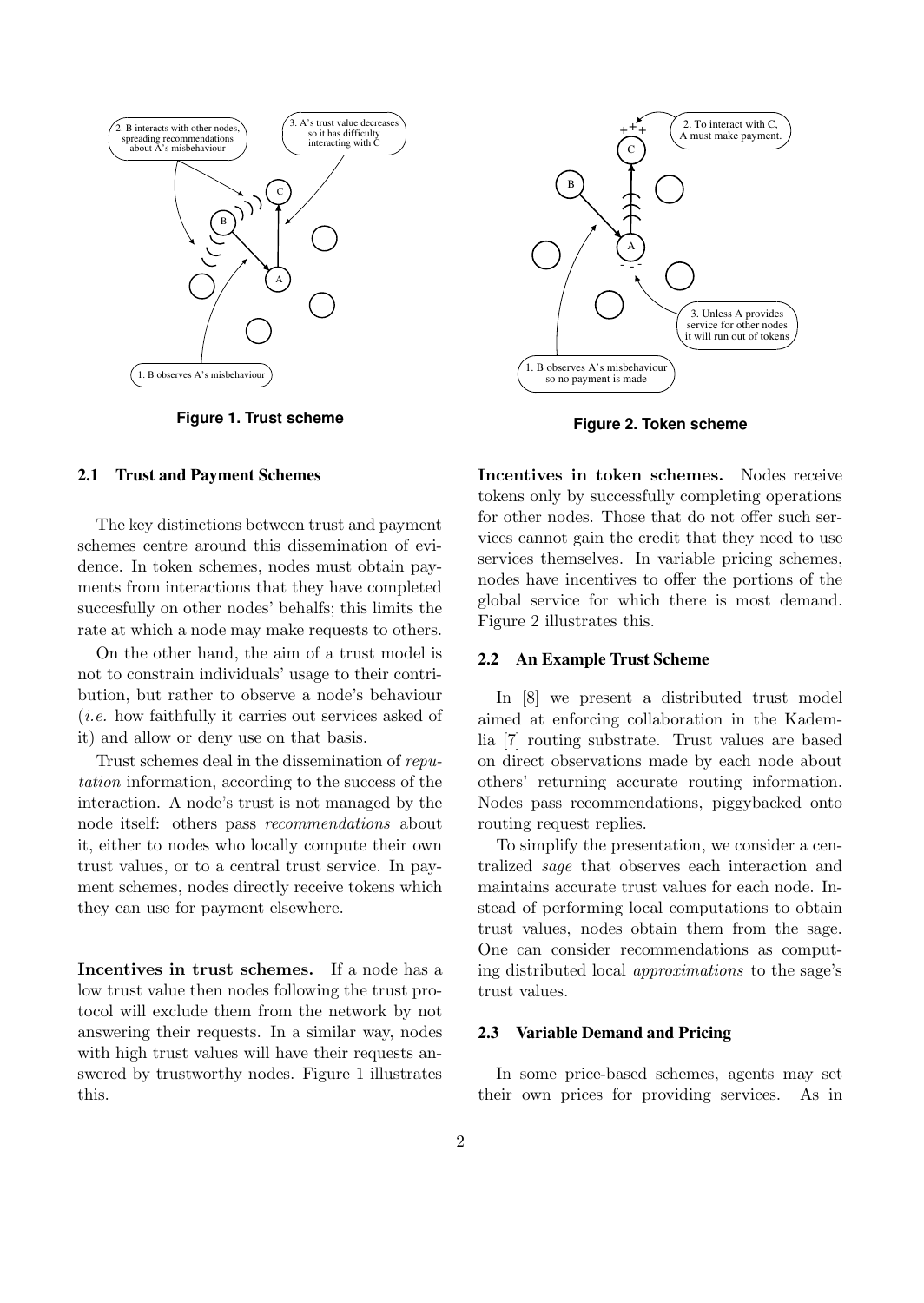Figure 1. Trust scheme

Figure 2. Token scheme

### 2.1 Trust and Payment Schemes

The key distinctions between trust and payment schemes centre around this dissemination of evidence. In token schemes, nodes must obtain payments from interactions that they have completed succesfully on other nodes' behalfs; this limits the rate at which a node may make requests to others.

On the other hand, the aim of a trust model is not to constrain individuals' usage to their contribution, but rather to observe a node's behaviour (*i.e.* how faithfully it carries out services asked of it) and allow or deny use on that basis.

Trust schemes deal in the dissemination of *reputation* information, according to the success of the interaction. A node's trust is not managed by the node itself: others pass *recommendations* about it, either to nodes who locally compute their own trust values, or to a central trust service. In payment schemes, nodes directly receive tokens which they can use for payment elsewhere.

**Incentives in trust schemes.** If a node has a low trust value then nodes following the trust protocol will exclude them from the network by not answering their requests. In a similar way, nodes with high trust values will have their requests answered by trustworthy nodes. Figure 1 illustrates this.

**Incentives in token schemes.** Nodes receive tokens only by successfully completing operations for other nodes. Those that do not offer such services cannot gain the credit that they need to use services themselves. In variable pricing schemes, nodes have incentives to offer the portions of the global service for which there is most demand. Figure 2 illustrates this.

### 2.2 An Example Trust Scheme

In [8] we present a distributed trust model aimed at enforcing collaboration in the Kademlia [7] routing substrate. Trust values are based on direct observations made by each node about others' returning accurate routing information. Nodes pass recommendations, piggybacked onto routing request replies.

To simplify the presentation, we consider a centralized *sage* that observes each interaction and maintains accurate trust values for each node. Instead of performing local computations to obtain trust values, nodes obtain them from the sage. One can consider recommendations as computing distributed local *approximations* to the sage's trust values.

### 2.3 Variable Demand and Pricing

In some price-based schemes, agents may set their own prices for providing services. As in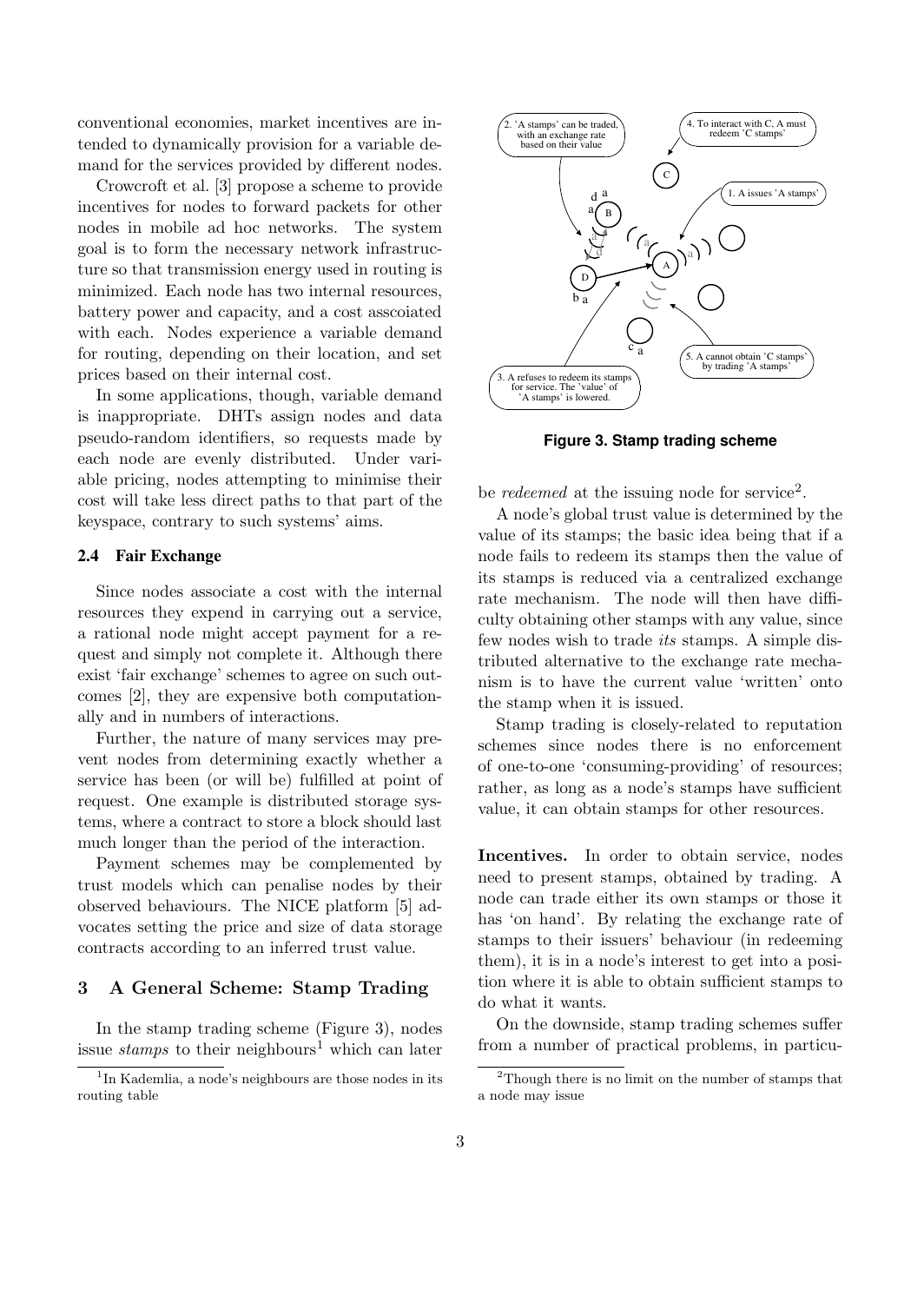conventional economies, market incentives are intended to dynamically provision for a variable demand for the services provided by different nodes.

Crowcroft et al. [3] propose a scheme to provide incentives for nodes to forward packets for other nodes in mobile ad hoc networks. The system goal is to form the necessary network infrastructure so that transmission energy used in routing is minimized. Each node has two internal resources, battery power and capacity, and a cost asscoiated with each. Nodes experience a variable demand for routing, depending on their location, and set prices based on their internal cost.

In some applications, though, variable demand is inappropriate. DHTs assign nodes and data pseudo-random identifiers, so requests made by each node are evenly distributed. Under variable pricing, nodes attempting to minimise their cost will take less direct paths to that part of the keyspace, contrary to such systems' aims.

### 2.4 Fair Exchange

Since nodes associate a cost with the internal resources they expend in carrying out a service, a rational node might accept payment for a request and simply not complete it. Although there exist 'fair exchange' schemes to agree on such outcomes [2], they are expensive both computationally and in numbers of interactions.

Further, the nature of many services may prevent nodes from determining exactly whether a service has been (or will be) fulfilled at point of request. One example is distributed storage systems, where a contract to store a block should last much longer than the period of the interaction.

Payment schemes may be complemented by trust models which can penalise nodes by their observed behaviours. The NICE platform [5] advocates setting the price and size of data storage contracts according to an inferred trust value.

## 3 A General Scheme: Stamp Trading

In the stamp trading scheme (Figure 3), nodes issue *stamps* to their neighbours[1] which can later be *redeemed* at the issuing node for service[2].

**Figure 3. Stamp trading scheme**

A node's global trust value is determined by the value of its stamps; the basic idea being that if a node fails to redeem its stamps then the value of its stamps is reduced via a centralized exchange rate mechanism. The node will then have difficulty obtaining other stamps with any value, since few nodes wish to trade *its* stamps. A simple distributed alternative to the exchange rate mechanism is to have the current value 'written' onto the stamp when it is issued.

Stamp trading is closely-related to reputation schemes since nodes there is no enforcement of one-to-one 'consuming-providing' of resources; rather, as long as a node's stamps have sufficient value, it can obtain stamps for other resources.

**Incentives.** In order to obtain service, nodes need to present stamps, obtained by trading. A node can trade either its own stamps or those it has 'on hand'. By relating the exchange rate of stamps to their issuers' behaviour (in redeeming them), it is in a node's interest to get into a position where it is able to obtain sufficient stamps to do what it wants.

On the downside, stamp trading schemes suffer from a number of practical problems, in particu-

[1] In Kademlia, a node's neighbours are those nodes in its routing table

[2] Though there is no limit on the number of stamps that a node may issue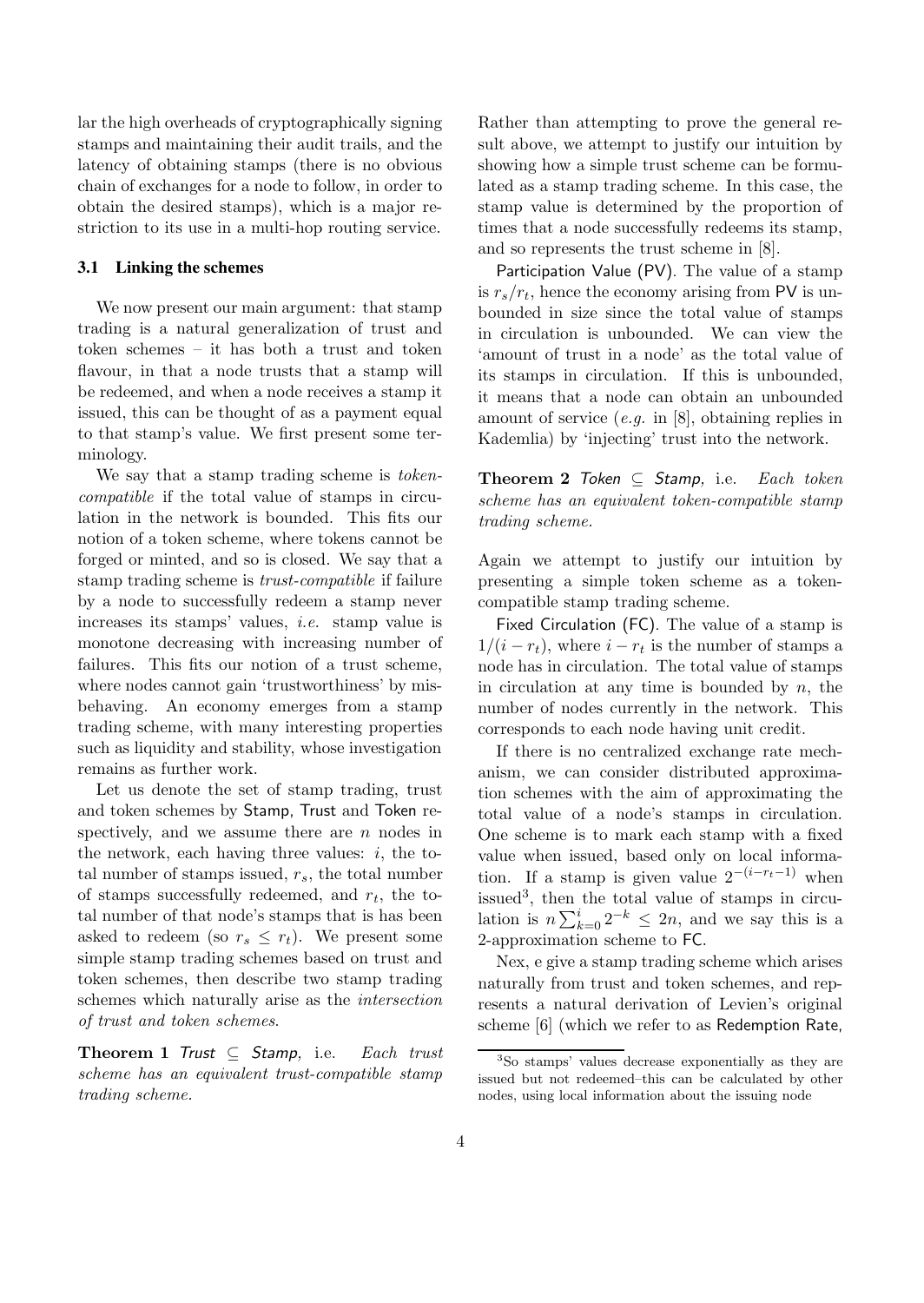lar the high overheads of cryptographically signing stamps and maintaining their audit trails, and the latency of obtaining stamps (there is no obvious chain of exchanges for a node to follow, in order to obtain the desired stamps), which is a major restriction to its use in a multi-hop routing service.

### 3.1 Linking the schemes

We now present our main argument: that stamp trading is a natural generalization of trust and token schemes – it has both a trust and token flavour, in that a node trusts that a stamp will be redeemed, and when a node receives a stamp it issued, this can be thought of as a payment equal to that stamp's value. We first present some terminology.

We say that a stamp trading scheme is *token-compatible* if the total value of stamps in circulation in the network is bounded. This fits our notion of a token scheme, where tokens cannot be forged or minted, and so is closed. We say that a stamp trading scheme is *trust-compatible* if failure by a node to successfully redeem a stamp never increases its stamps' values, *i.e.* stamp value is monotone decreasing with increasing number of failures. This fits our notion of a trust scheme, where nodes cannot gain 'trustworthiness' by misbehaving. An economy emerges from a stamp trading scheme, with many interesting properties such as liquidity and stability, whose investigation remains as further work.

Let us denote the set of stamp trading, trust and token schemes by Stamp, Trust and Token respectively, and we assume there are $n$ nodes in the network, each having three values: $i$, the total number of stamps issued, $r_s$, the total number of stamps successfully redeemed, and $r_t$, the total number of that node's stamps that is has been asked to redeem (so $r_s \leq r_t$). We present some simple stamp trading schemes based on trust and token schemes, then describe two stamp trading schemes which naturally arise as the *intersection of trust and token schemes*.

**Theorem 1** *Trust $\subseteq$ Stamp,* i.e. *Each trust scheme has an equivalent trust-compatible stamp trading scheme.*

Rather than attempting to prove the general result above, we attempt to justify our intuition by showing how a simple trust scheme can be formulated as a stamp trading scheme. In this case, the stamp value is determined by the proportion of times that a node successfully redeems its stamp, and so represents the trust scheme in [8].

Participation Value (PV). The value of a stamp is $r_s/r_t$, hence the economy arising from PV is unbounded in size since the total value of stamps in circulation is unbounded. We can view the 'amount of trust in a node' as the total value of its stamps in circulation. If this is unbounded, it means that a node can obtain an unbounded amount of service (*e.g.* in [8], obtaining replies in Kademlia) by 'injecting' trust into the network.

**Theorem 2** *Token $\subseteq$ Stamp,* i.e. *Each token scheme has an equivalent token-compatible stamp trading scheme.*

Again we attempt to justify our intuition by presenting a simple token scheme as a token-compatible stamp trading scheme.

Fixed Circulation (FC). The value of a stamp is $1/(i - r_t)$, where $i - r_t$ is the number of stamps a node has in circulation. The total value of stamps in circulation at any time is bounded by $n$, the number of nodes currently in the network. This corresponds to each node having unit credit.

If there is no centralized exchange rate mechanism, we can consider distributed approximation schemes with the aim of approximating the total value of a node's stamps in circulation. One scheme is to mark each stamp with a fixed value when issued, based only on local information. If a stamp is given value $2^{-(i-r_t-1)}$ when issued[3], then the total value of stamps in circulation is $n\sum_{k=0}^{i} 2^{-k} \leq 2n$, and we say this is a 2-approximation scheme to FC.

Nex, e give a stamp trading scheme which arises naturally from trust and token schemes, and represents a natural derivation of Levien's original scheme [6] (which we refer to as Redemption Rate,

[3] So stamps' values decrease exponentially as they are issued but not redeemed–this can be calculated by other nodes, using local information about the issuing node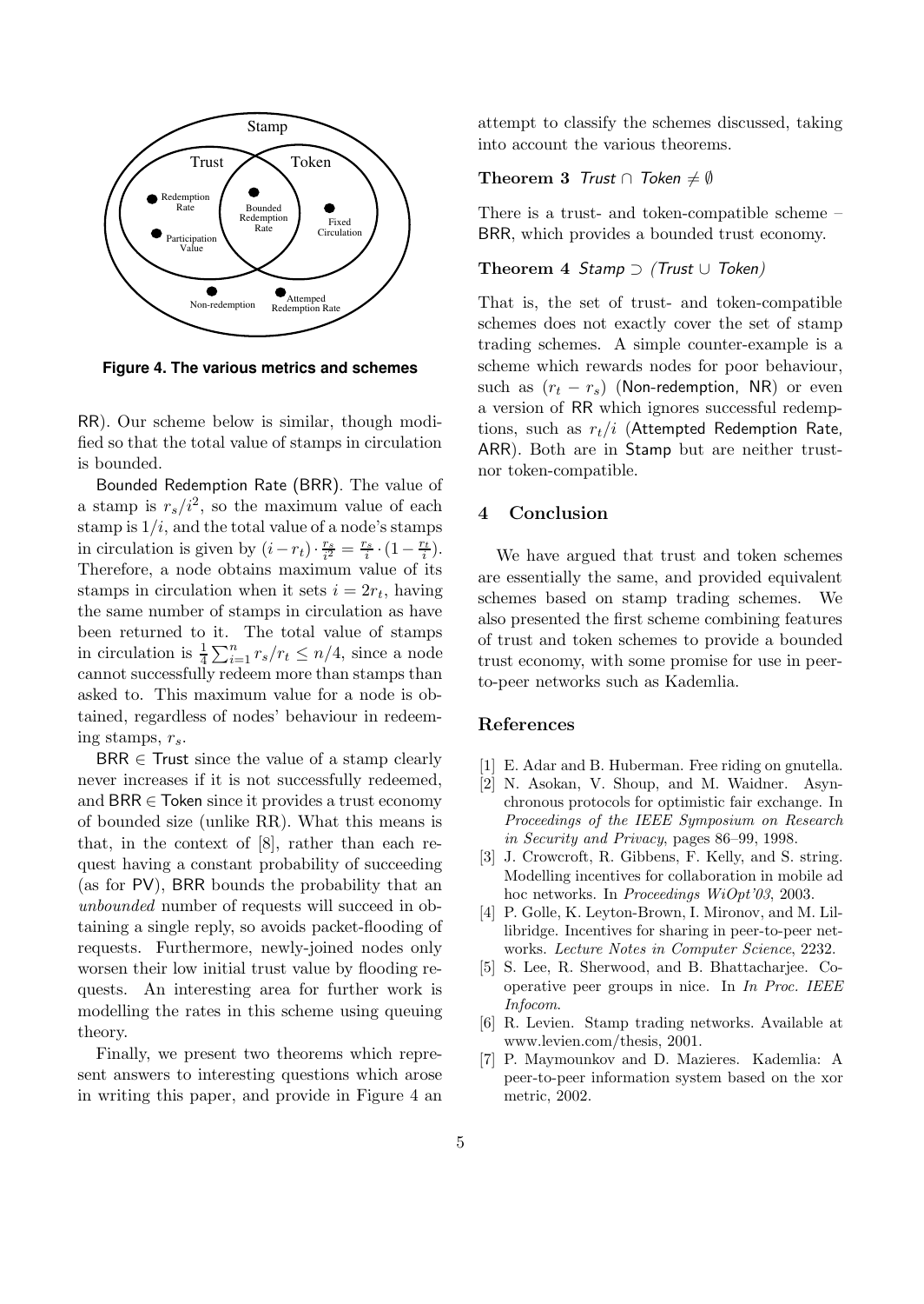Figure 4. The various metrics and schemes

RR). Our scheme below is similar, though modified so that the total value of stamps in circulation is bounded.

Bounded Redemption Rate (BRR). The value of a stamp is $r_s/i^2$, so the maximum value of each stamp is $1/i$, and the total value of a node's stamps in circulation is given by $(i - r_t) \cdot \frac{r_s}{i^2} = \frac{r_s}{i} \cdot (1 - \frac{r_t}{i})$. Therefore, a node obtains maximum value of its stamps in circulation when it sets $i = 2r_t$, having the same number of stamps in circulation as have been returned to it. The total value of stamps in circulation is $\frac{1}{4}\sum_{i=1}^{n} r_s/r_t \leq n/4$, since a node cannot successfully redeem more than stamps than asked to. This maximum value for a node is obtained, regardless of nodes' behaviour in redeeming stamps, $r_s$.

BRR $\in$ Trust since the value of a stamp clearly never increases if it is not successfully redeemed, and BRR $\in$ Token since it provides a trust economy of bounded size (unlike RR). What this means is that, in the context of [8], rather than each request having a constant probability of succeeding (as for PV), BRR bounds the probability that an *unbounded* number of requests will succeed in obtaining a single reply, so avoids packet-flooding of requests. Furthermore, newly-joined nodes only worsen their low initial trust value by flooding requests. An interesting area for further work is modelling the rates in this scheme using queuing theory.

Finally, we present two theorems which represent answers to interesting questions which arose in writing this paper, and provide in Figure 4 an attempt to classify the schemes discussed, taking into account the various theorems.

**Theorem 3** *Trust* $\cap$ *Token* $\neq \emptyset$

There is a trust- and token-compatible scheme – BRR, which provides a bounded trust economy.

**Theorem 4** *Stamp* $\supset$ *(Trust* $\cup$ *Token)*

That is, the set of trust- and token-compatible schemes does not exactly cover the set of stamp trading schemes. A simple counter-example is a scheme which rewards nodes for poor behaviour, such as $(r_t - r_s)$ (Non-redemption, NR) or even a version of RR which ignores successful redemptions, such as $r_t/i$ (Attempted Redemption Rate, ARR). Both are in Stamp but are neither trust- nor token-compatible.

## 4 Conclusion

We have argued that trust and token schemes are essentially the same, and provided equivalent schemes based on stamp trading schemes. We also presented the first scheme combining features of trust and token schemes to provide a bounded trust economy, with some promise for use in peer-to-peer networks such as Kademlia.

## References

[1] E. Adar and B. Huberman. Free riding on gnutella.

[2] N. Asokan, V. Shoup, and M. Waidner. Asynchronous protocols for optimistic fair exchange. In *Proceedings of the IEEE Symposium on Research in Security and Privacy*, pages 86–99, 1998.

[3] J. Crowcroft, R. Gibbens, F. Kelly, and S. string. Modelling incentives for collaboration in mobile ad hoc networks. In *Proceedings WiOpt'03*, 2003.

[4] P. Golle, K. Leyton-Brown, I. Mironov, and M. Lillibridge. Incentives for sharing in peer-to-peer networks. *Lecture Notes in Computer Science*, 2232.

[5] S. Lee, R. Sherwood, and B. Bhattacharjee. Cooperative peer groups in nice. In *In Proc. IEEE Infocom*.

[6] R. Levien. Stamp trading networks. Available at www.levien.com/thesis, 2001.

[7] P. Maymounkov and D. Mazieres. Kademlia: A peer-to-peer information system based on the xor metric, 2002.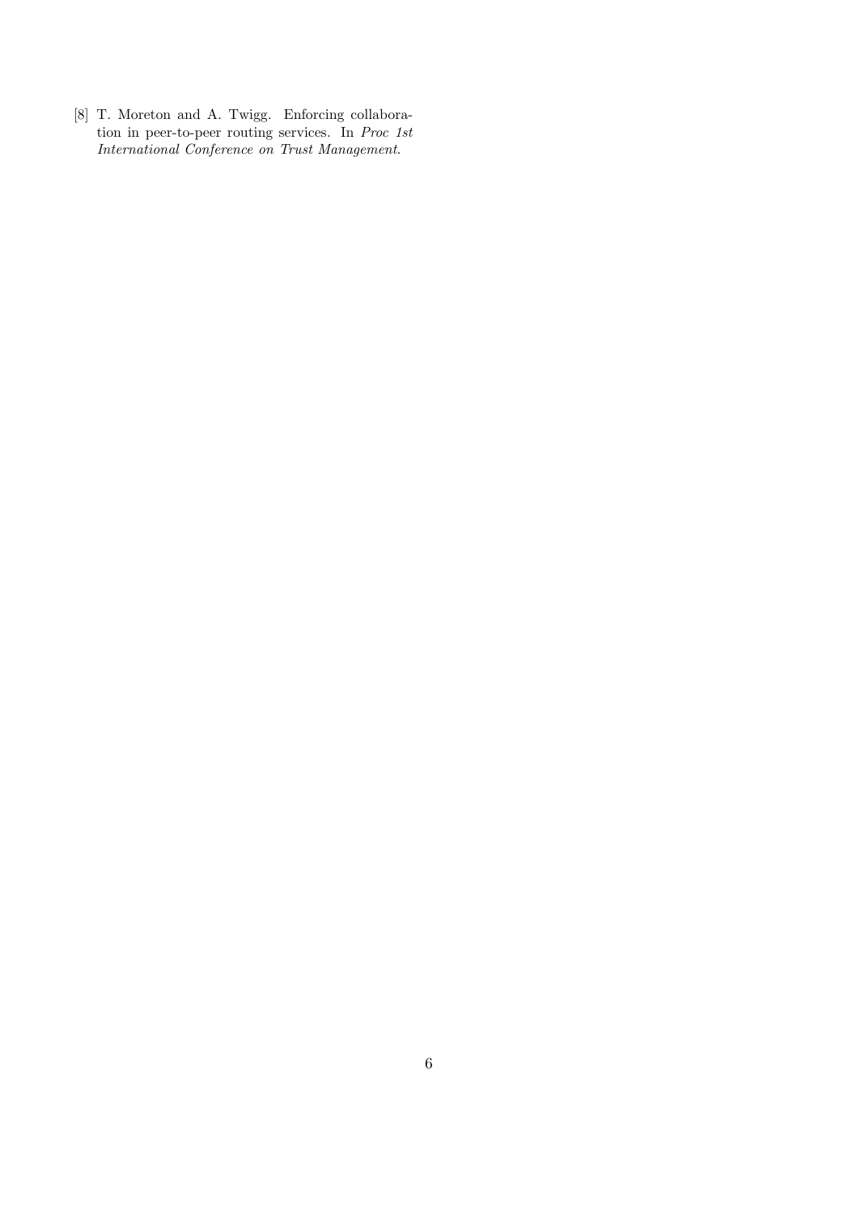[8] T. Moreton and A. Twigg. Enforcing collaboration in peer-to-peer routing services. In *Proc 1st International Conference on Trust Management*.